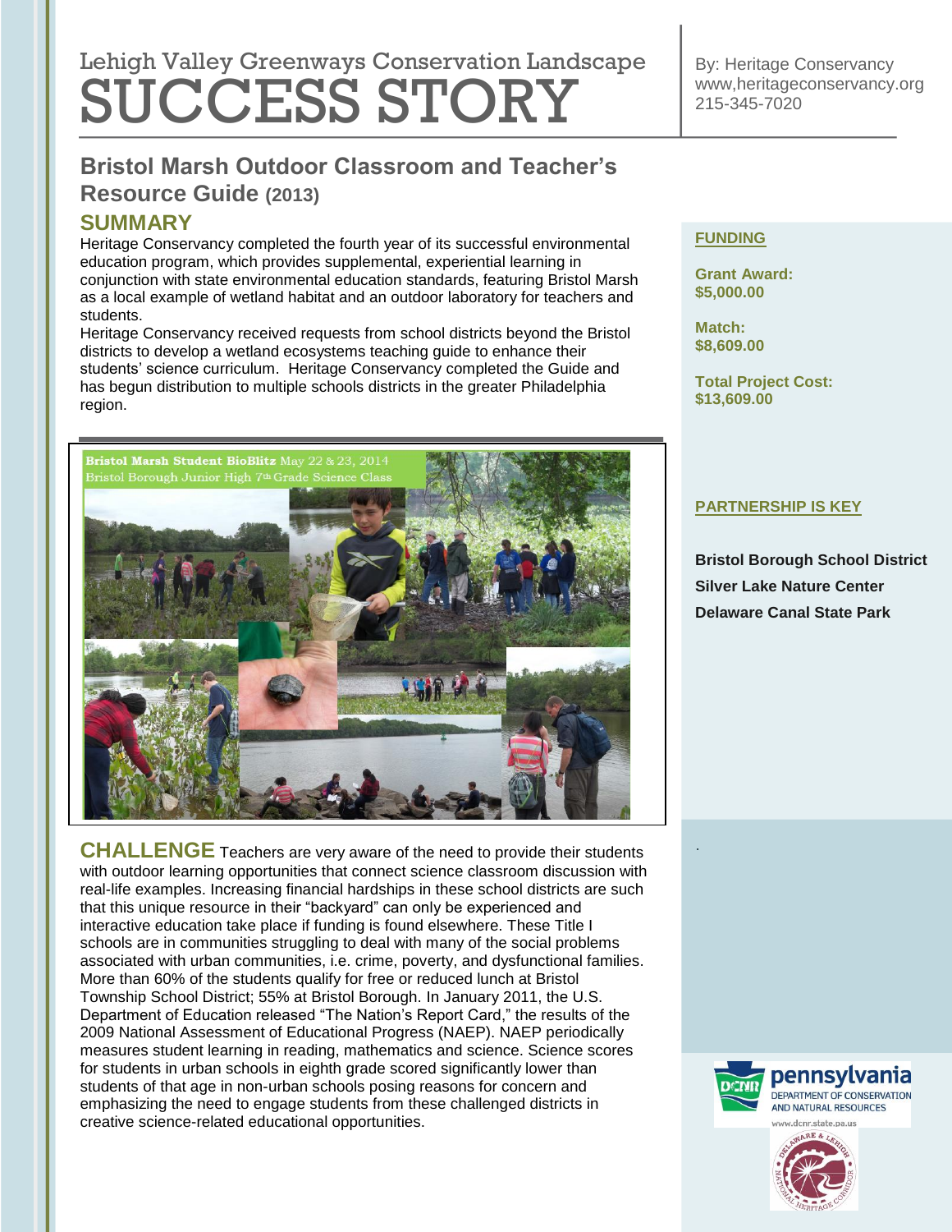# Lehigh Valley Greenways Conservation Landscape SUCCESS STORY

By: Heritage Conservancy
www,heritageconservancy.org
215-345-7020

## Bristol Marsh Outdoor Classroom and Teacher's Resource Guide (2013)

### SUMMARY

Heritage Conservancy completed the fourth year of its successful environmental education program, which provides supplemental, experiential learning in conjunction with state environmental education standards, featuring Bristol Marsh as a local example of wetland habitat and an outdoor laboratory for teachers and students.

Heritage Conservancy received requests from school districts beyond the Bristol districts to develop a wetland ecosystems teaching guide to enhance their students' science curriculum. Heritage Conservancy completed the Guide and has begun distribution to multiple schools districts in the greater Philadelphia region.

**Bristol Marsh Student BioBlitz** May 22 & 23, 2014
Bristol Borough Junior High 7th Grade Science Class

### CHALLENGE

Teachers are very aware of the need to provide their students with outdoor learning opportunities that connect science classroom discussion with real-life examples. Increasing financial hardships in these school districts are such that this unique resource in their "backyard" can only be experienced and interactive education take place if funding is found elsewhere. These Title I schools are in communities struggling to deal with many of the social problems associated with urban communities, i.e. crime, poverty, and dysfunctional families. More than 60% of the students qualify for free or reduced lunch at Bristol Township School District; 55% at Bristol Borough. In January 2011, the U.S. Department of Education released "The Nation's Report Card," the results of the 2009 National Assessment of Educational Progress (NAEP). NAEP periodically measures student learning in reading, mathematics and science. Science scores for students in urban schools in eighth grade scored significantly lower than students of that age in non-urban schools posing reasons for concern and emphasizing the need to engage students from these challenged districts in creative science-related educational opportunities.

### FUNDING

**Grant Award:**
**$5,000.00**

**Match:**
**$8,609.00**

**Total Project Cost:**
**$13,609.00**

### PARTNERSHIP IS KEY

**Bristol Borough School District**
**Silver Lake Nature Center**
**Delaware Canal State Park**

pennsylvania DEPARTMENT OF CONSERVATION AND NATURAL RESOURCES
www.dcnr.state.pa.us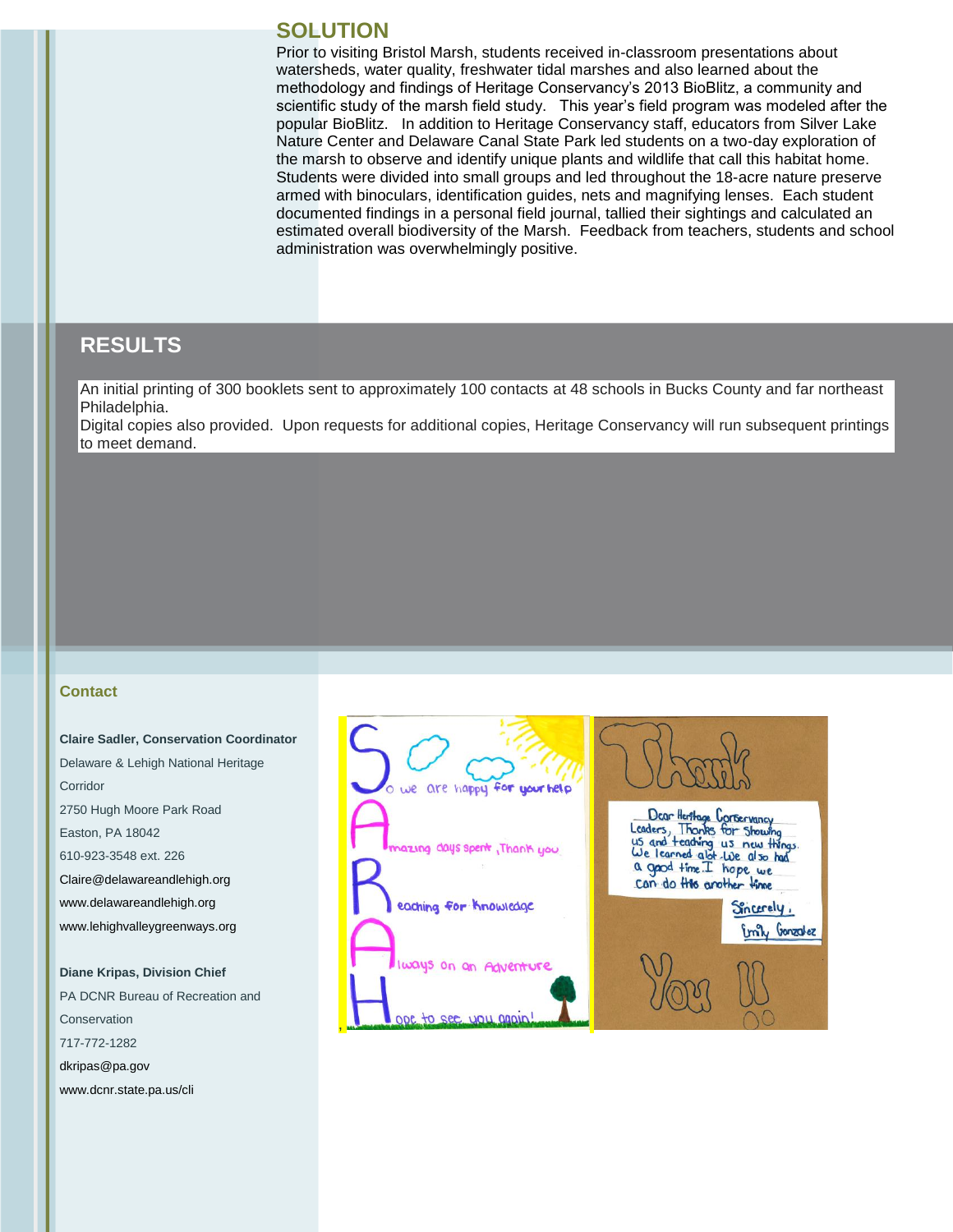## SOLUTION

Prior to visiting Bristol Marsh, students received in-classroom presentations about watersheds, water quality, freshwater tidal marshes and also learned about the methodology and findings of Heritage Conservancy's 2013 BioBlitz, a community and scientific study of the marsh field study. This year's field program was modeled after the popular BioBlitz. In addition to Heritage Conservancy staff, educators from Silver Lake Nature Center and Delaware Canal State Park led students on a two-day exploration of the marsh to observe and identify unique plants and wildlife that call this habitat home. Students were divided into small groups and led throughout the 18-acre nature preserve armed with binoculars, identification guides, nets and magnifying lenses. Each student documented findings in a personal field journal, tallied their sightings and calculated an estimated overall biodiversity of the Marsh. Feedback from teachers, students and school administration was overwhelmingly positive.

## RESULTS

An initial printing of 300 booklets sent to approximately 100 contacts at 48 schools in Bucks County and far northeast Philadelphia.

Digital copies also provided. Upon requests for additional copies, Heritage Conservancy will run subsequent printings to meet demand.

### Contact

**Claire Sadler, Conservation Coordinator**
Delaware & Lehigh National Heritage Corridor
2750 Hugh Moore Park Road
Easton, PA 18042
610-923-3548 ext. 226
Claire@delawareandlehigh.org
www.delawareandlehigh.org
www.lehighvalleygreenways.org

**Diane Kripas, Division Chief**
PA DCNR Bureau of Recreation and Conservation
717-772-1282
dkripas@pa.gov
www.dcnr.state.pa.us/cli